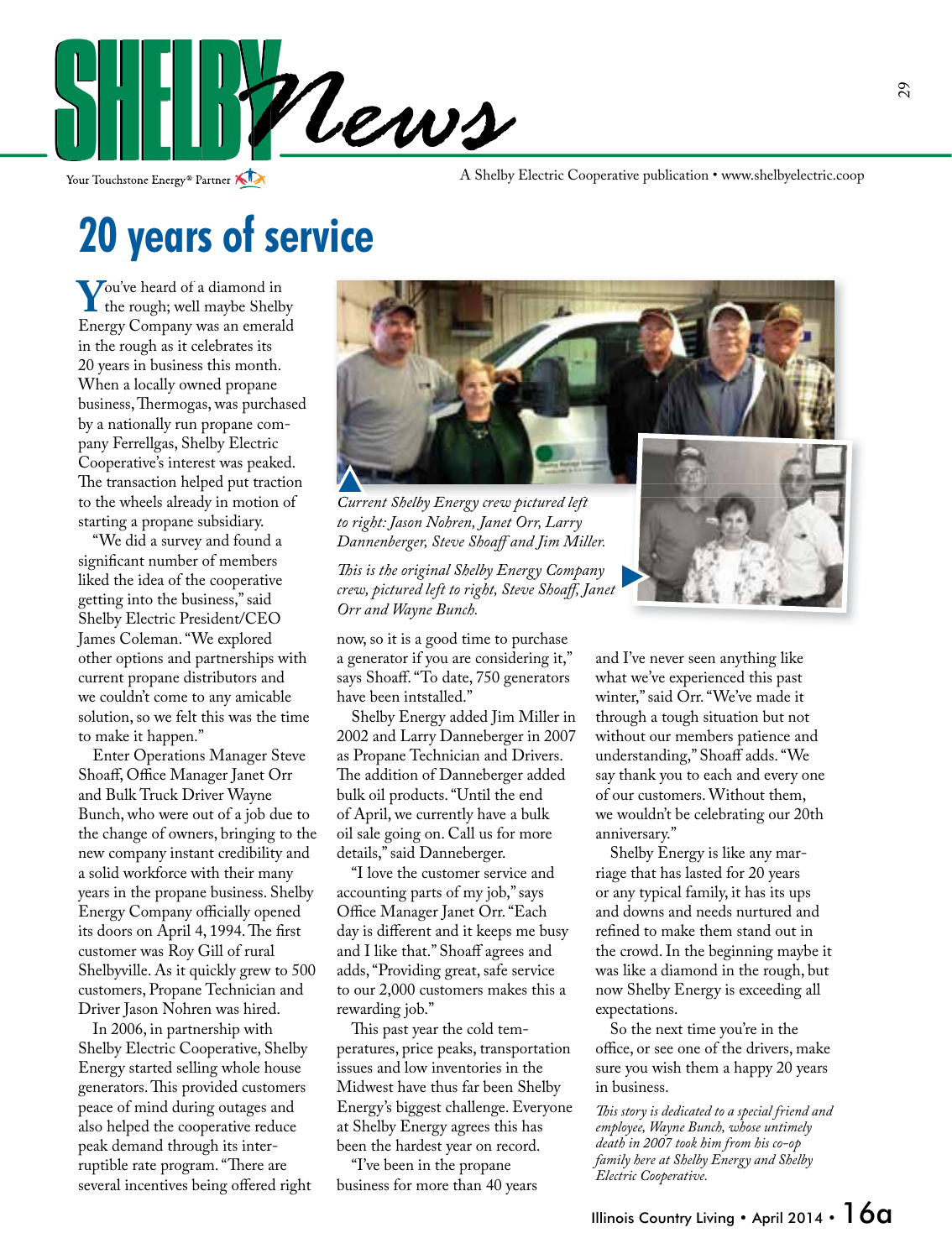# SHELBY News

Your Touchstone Energy® Partner

A Shelby Electric Cooperative publication • www.shelbyelectric.coop

## 20 years of service

You've heard of a diamond in the rough; well maybe Shelby Energy Company was an emerald in the rough as it celebrates its 20 years in business this month. When a locally owned propane business, Thermogas, was purchased by a nationally run propane company Ferrellgas, Shelby Electric Cooperative's interest was peaked. The transaction helped put traction to the wheels already in motion of starting a propane subsidiary.

"We did a survey and found a significant number of members liked the idea of the cooperative getting into the business," said Shelby Electric President/CEO James Coleman. "We explored other options and partnerships with current propane distributors and we couldn't come to any amicable solution, so we felt this was the time to make it happen."

Enter Operations Manager Steve Shoaff, Office Manager Janet Orr and Bulk Truck Driver Wayne Bunch, who were out of a job due to the change of owners, bringing to the new company instant credibility and a solid workforce with their many years in the propane business. Shelby Energy Company officially opened its doors on April 4, 1994. The first customer was Roy Gill of rural Shelbyville. As it quickly grew to 500 customers, Propane Technician and Driver Jason Nohren was hired.

In 2006, in partnership with Shelby Electric Cooperative, Shelby Energy started selling whole house generators. This provided customers peace of mind during outages and also helped the cooperative reduce peak demand through its interruptible rate program. "There are several incentives being offered right now, so it is a good time to purchase a generator if you are considering it," says Shoaff. "To date, 750 generators have been intstalled."

*Current Shelby Energy crew pictured left to right: Jason Nohren, Janet Orr, Larry Dannenberger, Steve Shoaff and Jim Miller.*

*This is the original Shelby Energy Company crew, pictured left to right, Steve Shoaff, Janet Orr and Wayne Bunch.*

Shelby Energy added Jim Miller in 2002 and Larry Danneberger in 2007 as Propane Technician and Drivers. The addition of Danneberger added bulk oil products. "Until the end of April, we currently have a bulk oil sale going on. Call us for more details," said Danneberger.

"I love the customer service and accounting parts of my job," says Office Manager Janet Orr. "Each day is different and it keeps me busy and I like that." Shoaff agrees and adds, "Providing great, safe service to our 2,000 customers makes this a rewarding job."

This past year the cold temperatures, price peaks, transportation issues and low inventories in the Midwest have thus far been Shelby Energy's biggest challenge. Everyone at Shelby Energy agrees this has been the hardest year on record.

"I've been in the propane business for more than 40 years and I've never seen anything like what we've experienced this past winter," said Orr. "We've made it through a tough situation but not without our members patience and understanding," Shoaff adds. "We say thank you to each and every one of our customers. Without them, we wouldn't be celebrating our 20th anniversary."

Shelby Energy is like any marriage that has lasted for 20 years or any typical family, it has its ups and downs and needs nurtured and refined to make them stand out in the crowd. In the beginning maybe it was like a diamond in the rough, but now Shelby Energy is exceeding all expectations.

So the next time you're in the office, or see one of the drivers, make sure you wish them a happy 20 years in business.

*This story is dedicated to a special friend and employee, Wayne Bunch, whose untimely death in 2007 took him from his co-op family here at Shelby Energy and Shelby Electric Cooperative.*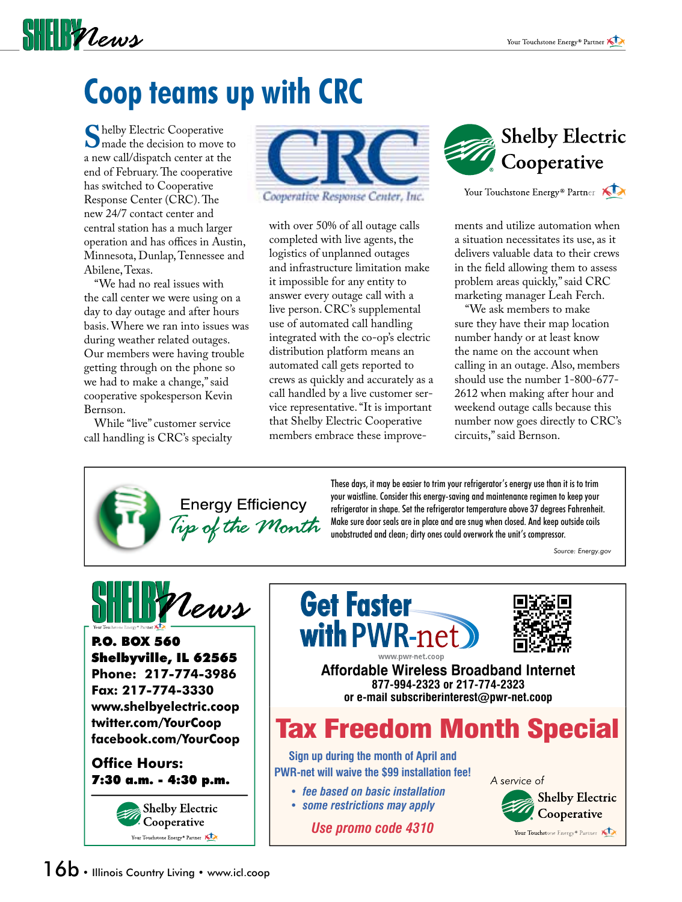# Coop teams up with CRC

Shelby Electric Cooperative made the decision to move to a new call/dispatch center at the end of February. The cooperative has switched to Cooperative Response Center (CRC). The new 24/7 contact center and central station has a much larger operation and has offices in Austin, Minnesota, Dunlap, Tennessee and Abilene, Texas.

"We had no real issues with the call center we were using on a day to day outage and after hours basis. Where we ran into issues was during weather related outages. Our members were having trouble getting through on the phone so we had to make a change," said cooperative spokesperson Kevin Bernson.

While "live" customer service call handling is CRC's specialty with over 50% of all outage calls completed with live agents, the logistics of unplanned outages and infrastructure limitation make it impossible for any entity to answer every outage call with a live person. CRC's supplemental use of automated call handling integrated with the co-op's electric distribution platform means an automated call gets reported to crews as quickly and accurately as a call handled by a live customer service representative. "It is important that Shelby Electric Cooperative members embrace these improvements and utilize automation when a situation necessitates its use, as it delivers valuable data to their crews in the field allowing them to assess problem areas quickly," said CRC marketing manager Leah Ferch.

"We ask members to make sure they have their map location number handy or at least know the name on the account when calling in an outage. Also, members should use the number 1-800-677-2612 when making after hour and weekend outage calls because this number now goes directly to CRC's circuits," said Bernson.

CRC — Cooperative Response Center, Inc.

Shelby Electric Cooperative — Your Touchstone Energy® Partner

## Energy Efficiency *Tip of the Month*

These days, it may be easier to trim your refrigerator's energy use than it is to trim your waistline. Consider this energy-saving and maintenance regimen to keep your refrigerator in shape. Set the refrigerator temperature above 37 degrees Fahrenheit. Make sure door seals are in place and are snug when closed. And keep outside coils unobstructed and clean; dirty ones could overwork the unit's compressor.

*Source: Energy.gov*

## SHELBY News

**P.O. BOX 560**
**Shelbyville, IL 62565**
**Phone: 217-774-3986**
**Fax: 217-774-3330**
**www.shelbyelectric.coop**
**twitter.com/YourCoop**
**facebook.com/YourCoop**

**Office Hours:**
**7:30 a.m. - 4:30 p.m.**

Shelby Electric Cooperative — Your Touchstone Energy® Partner

## Get Faster with PWR-net

www.pwr-net.coop

**Affordable Wireless Broadband Internet**
**877-994-2323 or 217-774-2323**
**or e-mail subscriberinterest@pwr-net.coop**

## Tax Freedom Month Special

Sign up during the month of April and PWR-net will waive the $99 installation fee!

- *fee based on basic installation*
- *some restrictions may apply*

*Use promo code 4310*

*A service of* Shelby Electric Cooperative — Your Touchstone Energy® Partner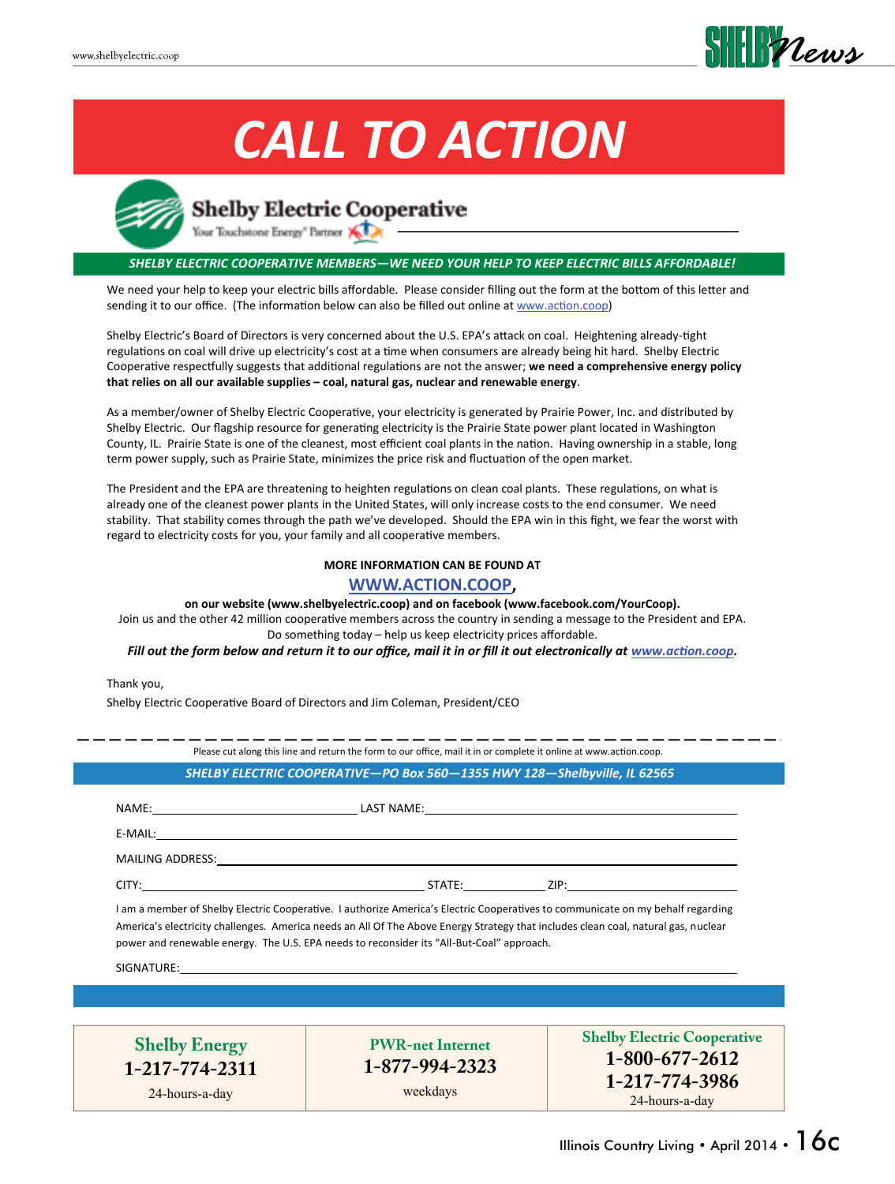# CALL TO ACTION

**Shelby Electric Cooperative**

Your Touchstone Energy® Partner

***SHELBY ELECTRIC COOPERATIVE MEMBERS—WE NEED YOUR HELP TO KEEP ELECTRIC BILLS AFFORDABLE!***

We need your help to keep your electric bills affordable. Please consider filling out the form at the bottom of this letter and sending it to our office. (The information below can also be filled out online at www.action.coop)

Shelby Electric's Board of Directors is very concerned about the U.S. EPA's attack on coal. Heightening already-tight regulations on coal will drive up electricity's cost at a time when consumers are already being hit hard. Shelby Electric Cooperative respectfully suggests that additional regulations are not the answer; **we need a comprehensive energy policy that relies on all our available supplies – coal, natural gas, nuclear and renewable energy**.

As a member/owner of Shelby Electric Cooperative, your electricity is generated by Prairie Power, Inc. and distributed by Shelby Electric. Our flagship resource for generating electricity is the Prairie State power plant located in Washington County, IL. Prairie State is one of the cleanest, most efficient coal plants in the nation. Having ownership in a stable, long term power supply, such as Prairie State, minimizes the price risk and fluctuation of the open market.

The President and the EPA are threatening to heighten regulations on clean coal plants. These regulations, on what is already one of the cleanest power plants in the United States, will only increase costs to the end consumer. We need stability. That stability comes through the path we've developed. Should the EPA win in this fight, we fear the worst with regard to electricity costs for you, your family and all cooperative members.

**MORE INFORMATION CAN BE FOUND AT**

**WWW.ACTION.COOP,**

**on our website (www.shelbyelectric.coop) and on facebook (www.facebook.com/YourCoop).**

Join us and the other 42 million cooperative members across the country in sending a message to the President and EPA.

Do something today – help us keep electricity prices affordable.

***Fill out the form below and return it to our office, mail it in or fill it out electronically at www.action.coop.***

Thank you,

Shelby Electric Cooperative Board of Directors and Jim Coleman, President/CEO

---

Please cut along this line and return the form to our office, mail it in or complete it online at www.action.coop.

***SHELBY ELECTRIC COOPERATIVE—PO Box 560—1355 HWY 128—Shelbyville, IL 62565***

NAME:______________________ LAST NAME:______________________

E-MAIL:______________________

MAILING ADDRESS:______________________

CITY:______________________ STATE:__________ ZIP:__________

I am a member of Shelby Electric Cooperative. I authorize America's Electric Cooperatives to communicate on my behalf regarding America's electricity challenges. America needs an All Of The Above Energy Strategy that includes clean coal, natural gas, nuclear power and renewable energy. The U.S. EPA needs to reconsider its "All-But-Coal" approach.

SIGNATURE:______________________

| Shelby Energy | PWR-net Internet | Shelby Electric Cooperative |
|---|---|---|
| **1-217-774-2311** | **1-877-994-2323** | **1-800-677-2612**<br>**1-217-774-3986** |
| 24-hours-a-day | weekdays | 24-hours-a-day |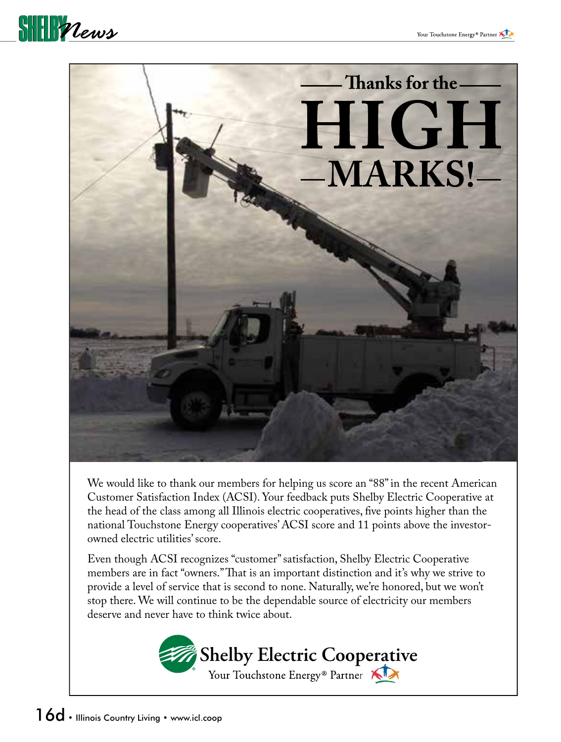# Thanks for the HIGH MARKS!

We would like to thank our members for helping us score an "88" in the recent American Customer Satisfaction Index (ACSI). Your feedback puts Shelby Electric Cooperative at the head of the class among all Illinois electric cooperatives, five points higher than the national Touchstone Energy cooperatives' ACSI score and 11 points above the investor-owned electric utilities' score.

Even though ACSI recognizes "customer" satisfaction, Shelby Electric Cooperative members are in fact "owners." That is an important distinction and it's why we strive to provide a level of service that is second to none. Naturally, we're honored, but we won't stop there. We will continue to be the dependable source of electricity our members deserve and never have to think twice about.

**Shelby Electric Cooperative**
Your Touchstone Energy® Partner